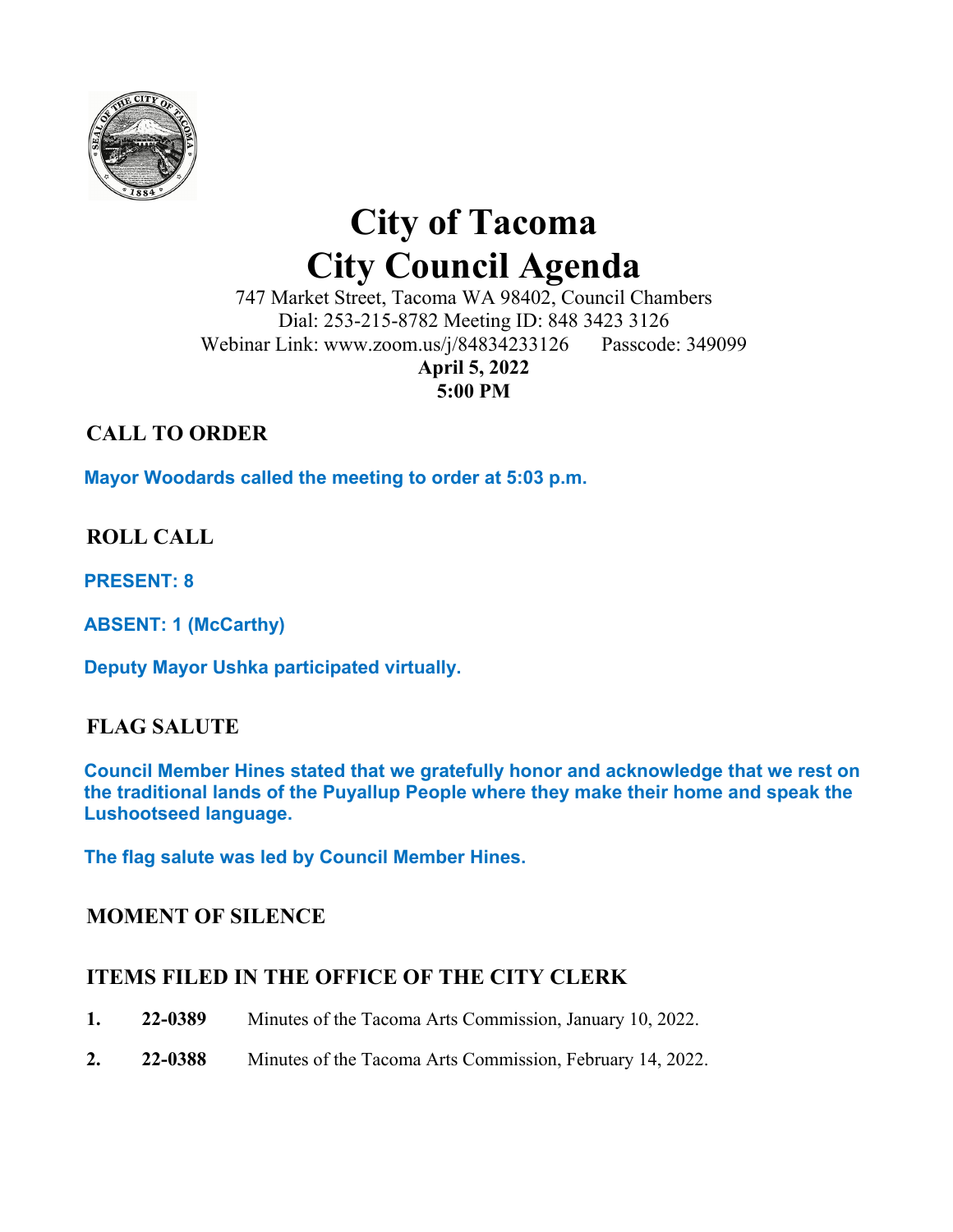# City of Tacoma
# City Council Agenda

747 Market Street, Tacoma WA 98402, Council Chambers
Dial: 253-215-8782 Meeting ID: 848 3423 3126
Webinar Link: www.zoom.us/j/84834233126 Passcode: 349099

**April 5, 2022**
**5:00 PM**

## CALL TO ORDER

**Mayor Woodards called the meeting to order at 5:03 p.m.**

## ROLL CALL

**PRESENT: 8**

**ABSENT: 1 (McCarthy)**

**Deputy Mayor Ushka participated virtually.**

## FLAG SALUTE

**Council Member Hines stated that we gratefully honor and acknowledge that we rest on the traditional lands of the Puyallup People where they make their home and speak the Lushootseed language.**

**The flag salute was led by Council Member Hines.**

## MOMENT OF SILENCE

## ITEMS FILED IN THE OFFICE OF THE CITY CLERK

1. **22-0389** Minutes of the Tacoma Arts Commission, January 10, 2022.
2. **22-0388** Minutes of the Tacoma Arts Commission, February 14, 2022.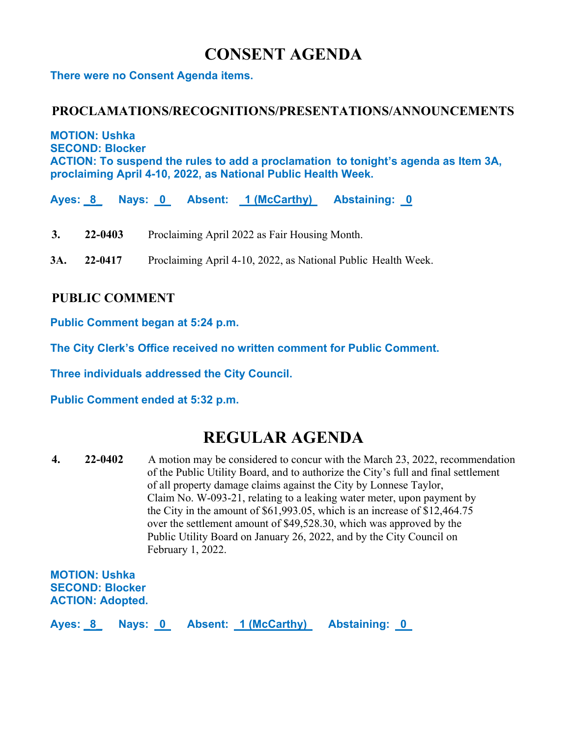# CONSENT AGENDA

**There were no Consent Agenda items.**

## PROCLAMATIONS/RECOGNITIONS/PRESENTATIONS/ANNOUNCEMENTS

**MOTION: Ushka**
**SECOND: Blocker**
**ACTION: To suspend the rules to add a proclamation to tonight's agenda as Item 3A, proclaiming April 4-10, 2022, as National Public Health Week.**

**Ayes: 8 Nays: 0 Absent: 1 (McCarthy) Abstaining: 0**

**3.** **22-0403** Proclaiming April 2022 as Fair Housing Month.

**3A.** **22-0417** Proclaiming April 4-10, 2022, as National Public Health Week.

## PUBLIC COMMENT

**Public Comment began at 5:24 p.m.**

**The City Clerk's Office received no written comment for Public Comment.**

**Three individuals addressed the City Council.**

**Public Comment ended at 5:32 p.m.**

# REGULAR AGENDA

**4.** **22-0402** A motion may be considered to concur with the March 23, 2022, recommendation of the Public Utility Board, and to authorize the City's full and final settlement of all property damage claims against the City by Lonnese Taylor, Claim No. W-093-21, relating to a leaking water meter, upon payment by the City in the amount of $61,993.05, which is an increase of $12,464.75 over the settlement amount of $49,528.30, which was approved by the Public Utility Board on January 26, 2022, and by the City Council on February 1, 2022.

**MOTION: Ushka**
**SECOND: Blocker**
**ACTION: Adopted.**

**Ayes: 8 Nays: 0 Absent: 1 (McCarthy) Abstaining: 0**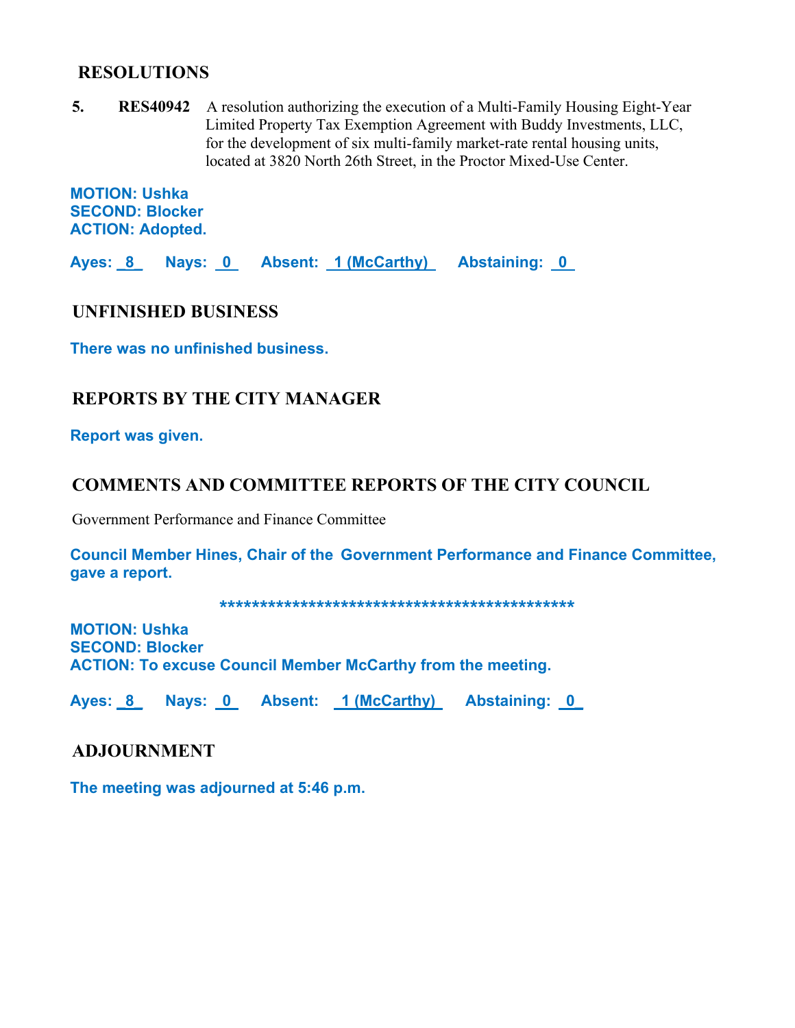## RESOLUTIONS

**5.** **RES40942** A resolution authorizing the execution of a Multi-Family Housing Eight-Year Limited Property Tax Exemption Agreement with Buddy Investments, LLC, for the development of six multi-family market-rate rental housing units, located at 3820 North 26th Street, in the Proctor Mixed-Use Center.

**MOTION: Ushka**
**SECOND: Blocker**
**ACTION: Adopted.**

**Ayes: 8 Nays: 0 Absent: 1 (McCarthy) Abstaining: 0**

## UNFINISHED BUSINESS

**There was no unfinished business.**

## REPORTS BY THE CITY MANAGER

**Report was given.**

## COMMENTS AND COMMITTEE REPORTS OF THE CITY COUNCIL

Government Performance and Finance Committee

**Council Member Hines, Chair of the Government Performance and Finance Committee, gave a report.**

**********************************************

**MOTION: Ushka**
**SECOND: Blocker**
**ACTION: To excuse Council Member McCarthy from the meeting.**

**Ayes: 8 Nays: 0 Absent: 1 (McCarthy) Abstaining: 0**

## ADJOURNMENT

**The meeting was adjourned at 5:46 p.m.**